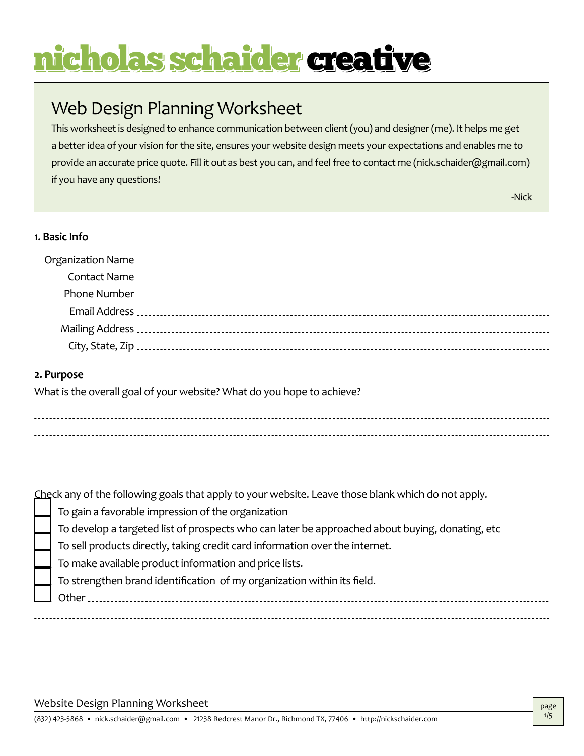# nicholas schaider creative

## Web Design Planning Worksheet

This worksheet is designed to enhance communication between client (you) and designer (me). It helps me get a better idea of your vision for the site, ensures your website design meets your expectations and enables me to provide an accurate price quote. Fill it out as best you can, and feel free to contact me (nick.schaider@gmail.com) if you have any questions!

-Nick

### 1. Basic Info

Organization Name ______________________________

Contact Name ______________________________

Phone Number ______________________________

Email Address ______________________________

Mailing Address ______________________________

City, State, Zip ______________________________

### 2. Purpose

What is the overall goal of your website? What do you hope to achieve?

______________________________

______________________________

______________________________

______________________________

Check any of the following goals that apply to your website. Leave those blank which do not apply.

- [ ] To gain a favorable impression of the organization
- [ ] To develop a targeted list of prospects who can later be approached about buying, donating, etc
- [ ] To sell products directly, taking credit card information over the internet.
- [ ] To make available product information and price lists.
- [ ] To strengthen brand identification of my organization within its field.
- [ ] Other ______________________________

______________________________

______________________________

______________________________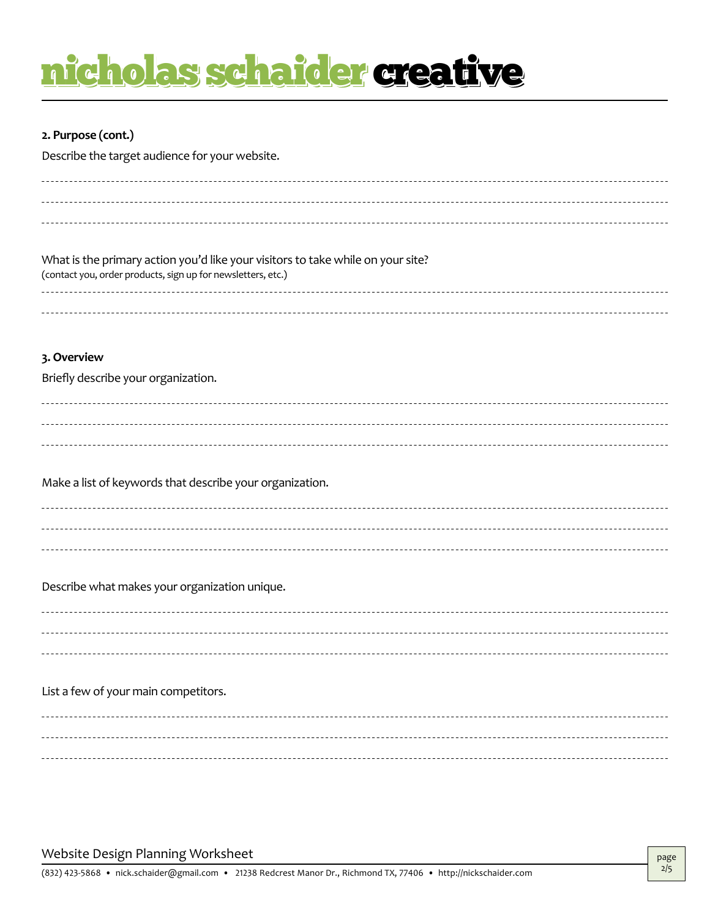## 2. Purpose (cont.)

Describe the target audience for your website.

What is the primary action you'd like your visitors to take while on your site?
(contact you, order products, sign up for newsletters, etc.)

## 3. Overview

Briefly describe your organization.

Make a list of keywords that describe your organization.

Describe what makes your organization unique.

List a few of your main competitors.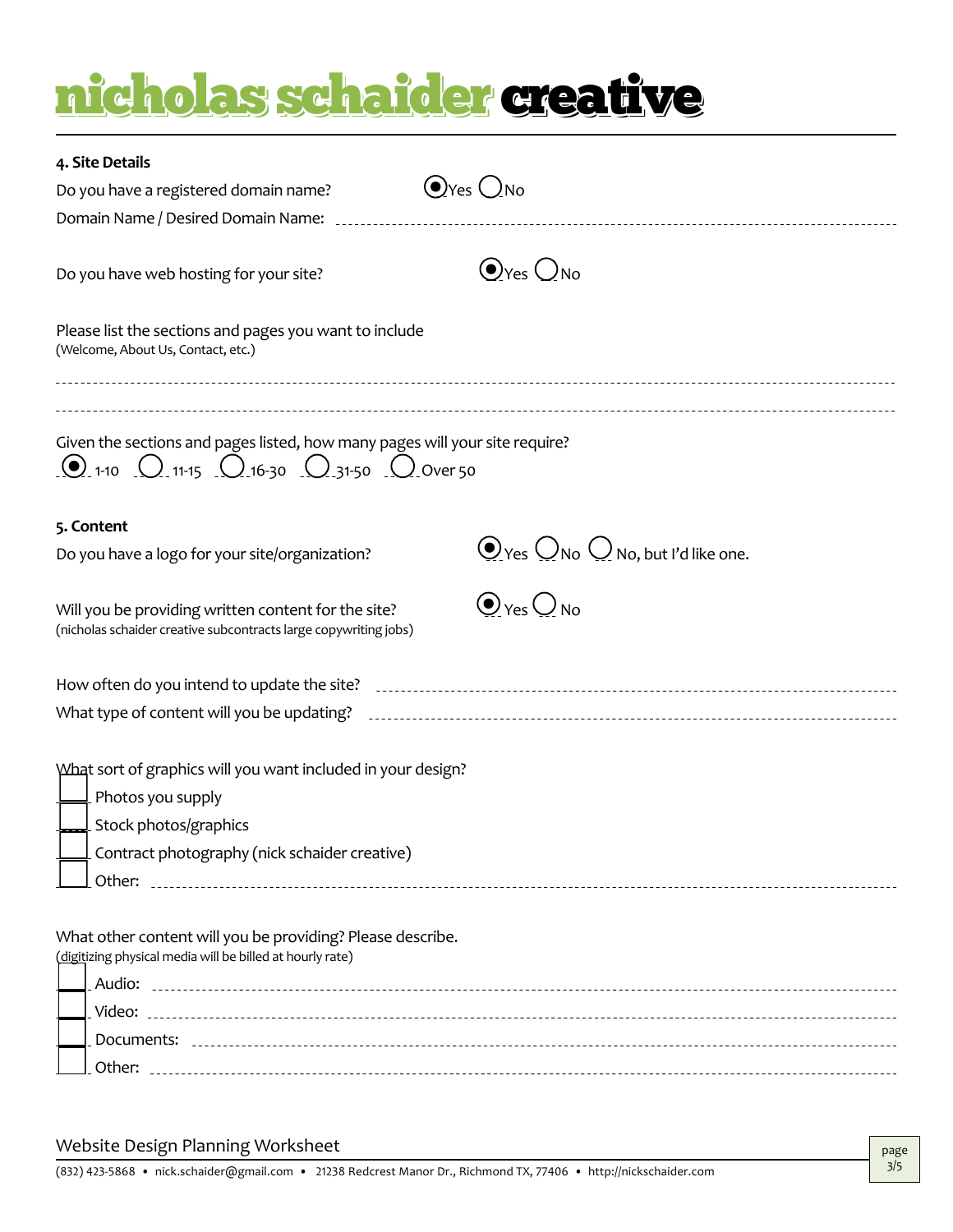# nicholas schaider creative

### 4. Site Details

Do you have a registered domain name? (•) Yes ( ) No

Domain Name / Desired Domain Name: ____________________

Do you have web hosting for your site? (•) Yes ( ) No

Please list the sections and pages you want to include
(Welcome, About Us, Contact, etc.)

____________________

____________________

Given the sections and pages listed, how many pages will your site require?
(•) 1-10 ( ) 11-15 ( ) 16-30 ( ) 31-50 ( ) Over 50

### 5. Content

Do you have a logo for your site/organization? (•) Yes ( ) No ( ) No, but I'd like one.

Will you be providing written content for the site? (•) Yes ( ) No
(nicholas schaider creative subcontracts large copywriting jobs)

How often do you intend to update the site? ____________________

What type of content will you be updating? ____________________

What sort of graphics will you want included in your design?

- [ ] Photos you supply
- [ ] Stock photos/graphics
- [ ] Contract photography (nick schaider creative)
- [ ] Other: ____________________

What other content will you be providing? Please describe.
(digitizing physical media will be billed at hourly rate)

- [ ] Audio: ____________________
- [ ] Video: ____________________
- [ ] Documents: ____________________
- [ ] Other: ____________________

Website Design Planning Worksheet

(832) 423-5868 • nick.schaider@gmail.com • 21238 Redcrest Manor Dr., Richmond TX, 77406 • http://nickschaider.com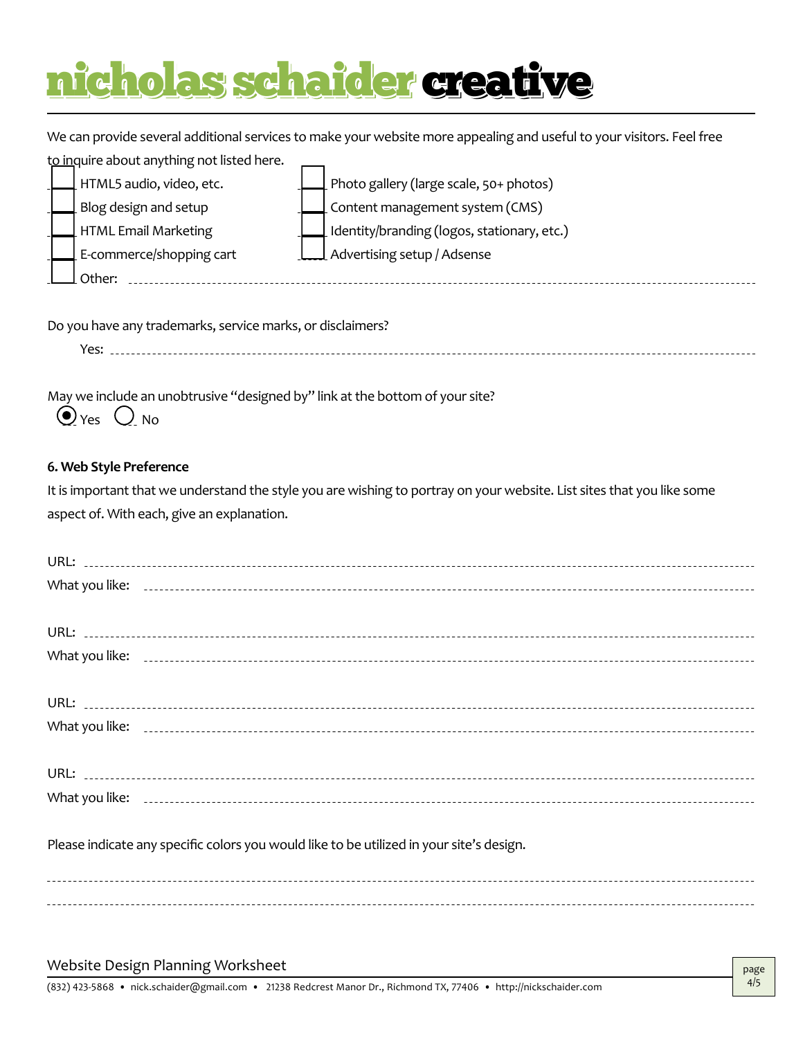# nicholas schaider creative

We can provide several additional services to make your website more appealing and useful to your visitors. Feel free to inquire about anything not listed here.

- [ ] HTML5 audio, video, etc.
- [ ] Blog design and setup
- [ ] HTML Email Marketing
- [ ] E-commerce/shopping cart
- [ ] Photo gallery (large scale, 50+ photos)
- [ ] Content management system (CMS)
- [ ] Identity/branding (logos, stationary, etc.)
- [ ] Advertising setup / Adsense
- [ ] Other: ______________________________

Do you have any trademarks, service marks, or disclaimers?

Yes: ______________________________

May we include an unobtrusive "designed by" link at the bottom of your site?

(●) Yes ( ) No

**6. Web Style Preference**

It is important that we understand the style you are wishing to portray on your website. List sites that you like some aspect of. With each, give an explanation.

URL: ______________________________

What you like: ______________________________

URL: ______________________________

What you like: ______________________________

URL: ______________________________

What you like: ______________________________

URL: ______________________________

What you like: ______________________________

Please indicate any specific colors you would like to be utilized in your site's design.

______________________________

______________________________

Website Design Planning Worksheet

(832) 423-5868 • nick.schaider@gmail.com • 21238 Redcrest Manor Dr., Richmond TX, 77406 • http://nickschaider.com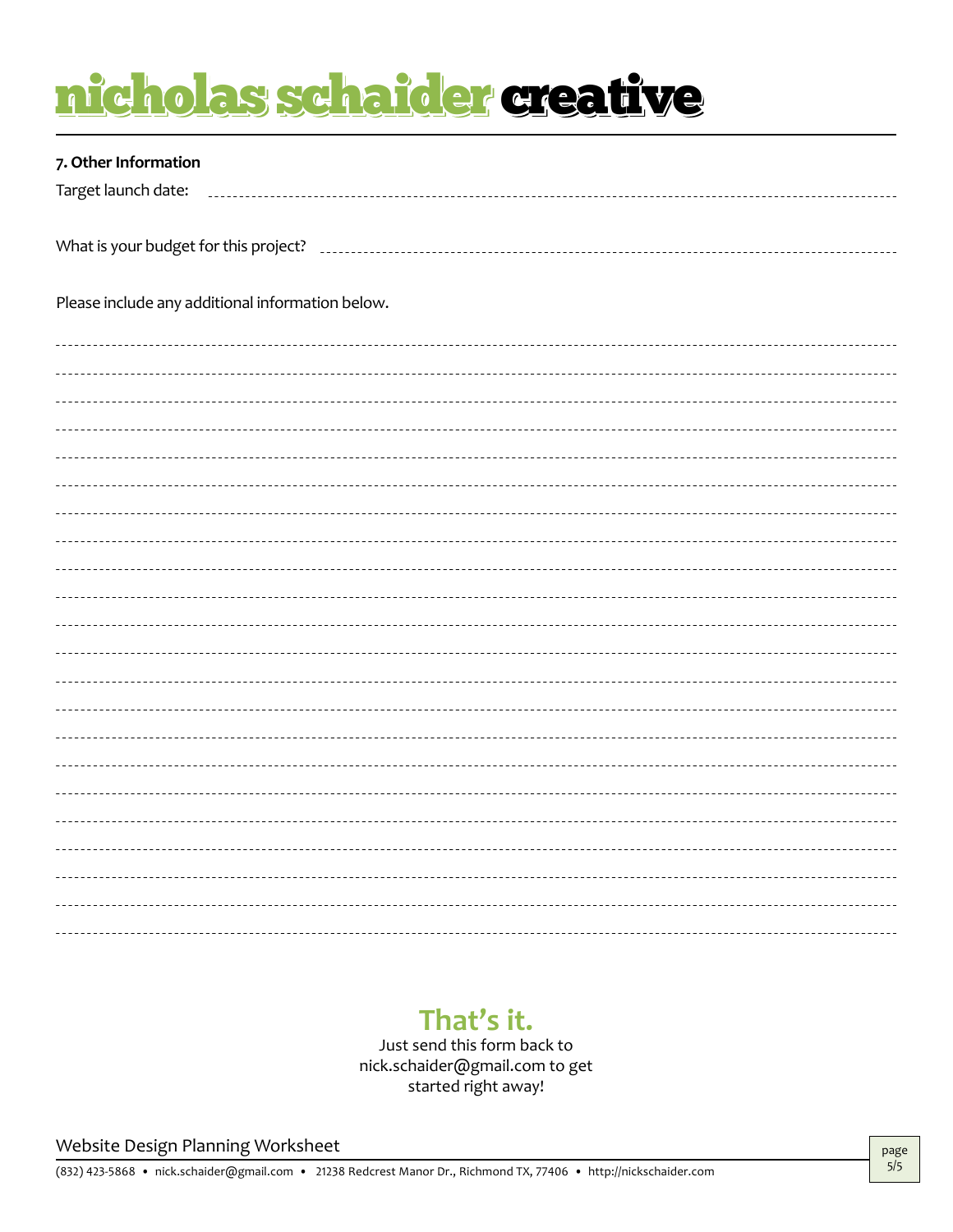# nicholas schaider creative

**7. Other Information**

Target launch date:

What is your budget for this project?

Please include any additional information below.

## That's it.

Just send this form back to nick.schaider@gmail.com to get started right away!